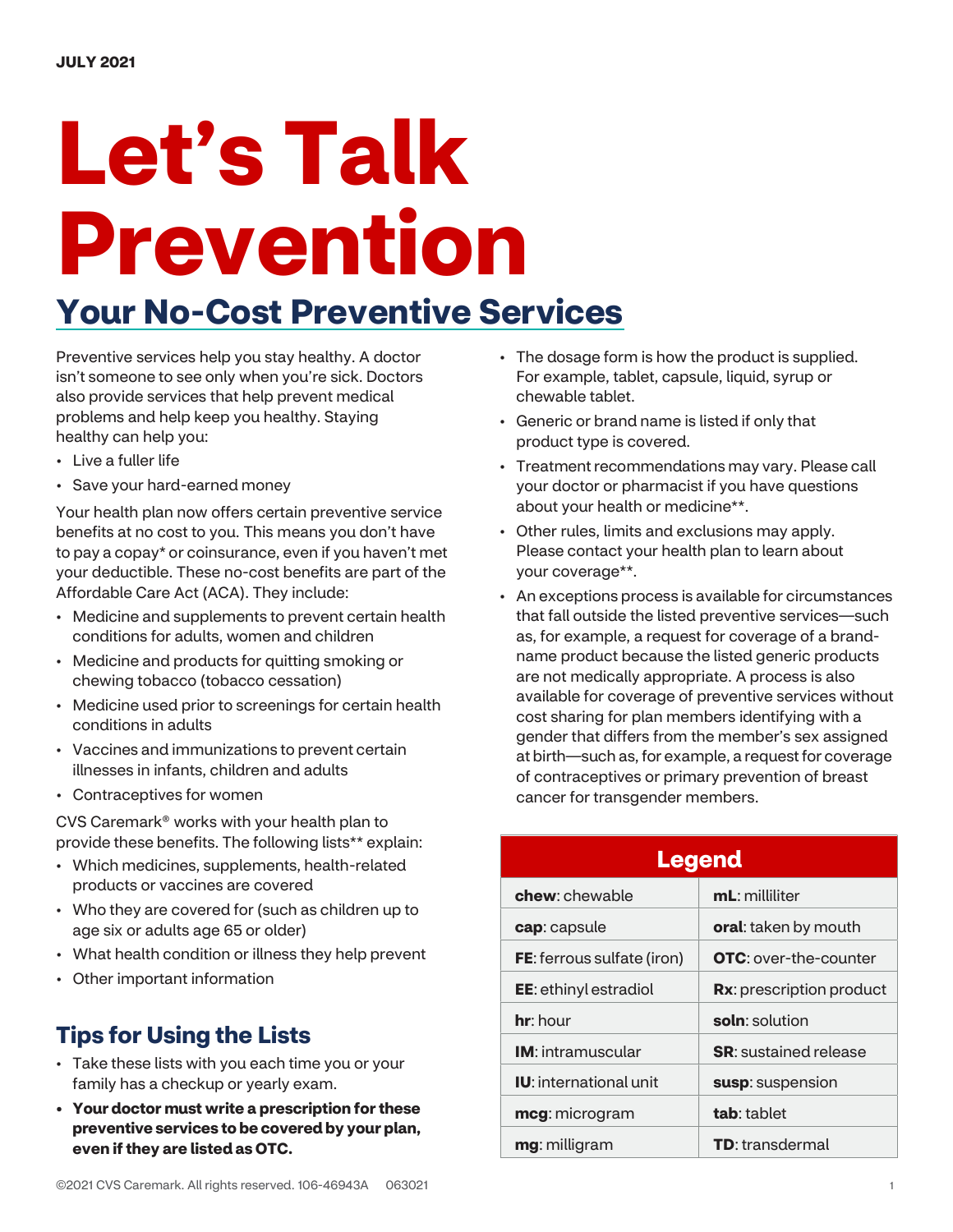JULY 2021

# Let's Talk Prevention

## Your No-Cost Preventive Services

Preventive services help you stay healthy. A doctor isn't someone to see only when you're sick. Doctors also provide services that help prevent medical problems and help keep you healthy. Staying healthy can help you:

- Live a fuller life
- Save your hard-earned money

Your health plan now offers certain preventive service benefits at no cost to you. This means you don't have to pay a copay* or coinsurance, even if you haven't met your deductible. These no-cost benefits are part of the Affordable Care Act (ACA). They include:

- Medicine and supplements to prevent certain health conditions for adults, women and children
- Medicine and products for quitting smoking or chewing tobacco (tobacco cessation)
- Medicine used prior to screenings for certain health conditions in adults
- Vaccines and immunizations to prevent certain illnesses in infants, children and adults
- Contraceptives for women

CVS Caremark® works with your health plan to provide these benefits. The following lists** explain:

- Which medicines, supplements, health-related products or vaccines are covered
- Who they are covered for (such as children up to age six or adults age 65 or older)
- What health condition or illness they help prevent
- Other important information

## Tips for Using the Lists

- Take these lists with you each time you or your family has a checkup or yearly exam.
- **Your doctor must write a prescription for these preventive services to be covered by your plan, even if they are listed as OTC.**
- The dosage form is how the product is supplied. For example, tablet, capsule, liquid, syrup or chewable tablet.
- Generic or brand name is listed if only that product type is covered.
- Treatment recommendations may vary. Please call your doctor or pharmacist if you have questions about your health or medicine**.
- Other rules, limits and exclusions may apply. Please contact your health plan to learn about your coverage**.
- An exceptions process is available for circumstances that fall outside the listed preventive services—such as, for example, a request for coverage of a brand-name product because the listed generic products are not medically appropriate. A process is also available for coverage of preventive services without cost sharing for plan members identifying with a gender that differs from the member's sex assigned at birth—such as, for example, a request for coverage of contraceptives or primary prevention of breast cancer for transgender members.

| Legend | |
|---|---|
| **chew**: chewable | **mL**: milliliter |
| **cap**: capsule | **oral**: taken by mouth |
| **FE**: ferrous sulfate (iron) | **OTC**: over-the-counter |
| **EE**: ethinyl estradiol | **Rx**: prescription product |
| **hr**: hour | **soln**: solution |
| **IM**: intramuscular | **SR**: sustained release |
| **IU**: international unit | **susp**: suspension |
| **mcg**: microgram | **tab**: tablet |
| **mg**: milligram | **TD**: transdermal |

©2021 CVS Caremark. All rights reserved. 106-46943A 063021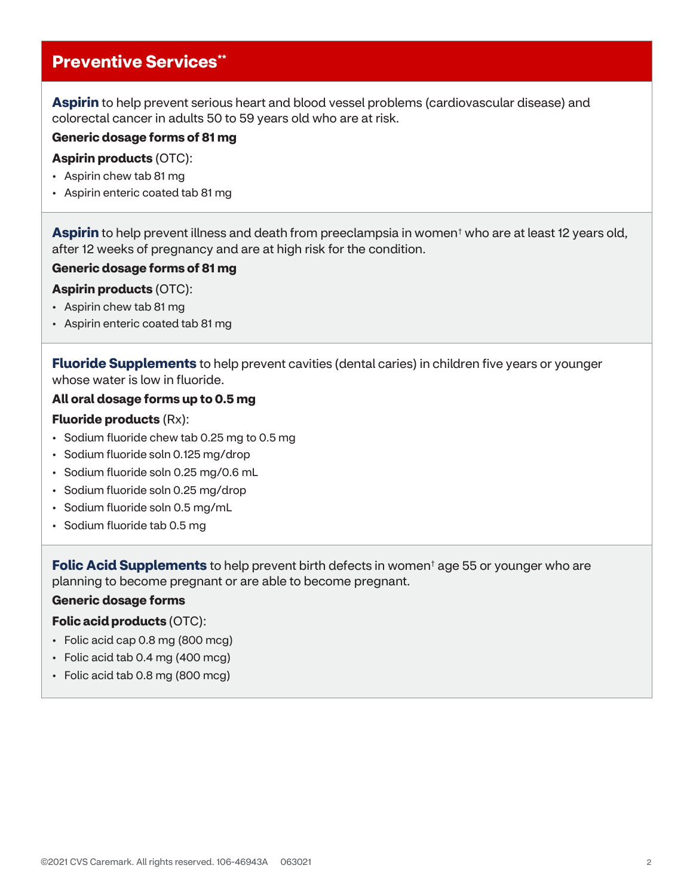## Preventive Services**

**Aspirin** to help prevent serious heart and blood vessel problems (cardiovascular disease) and colorectal cancer in adults 50 to 59 years old who are at risk.

**Generic dosage forms of 81 mg**

**Aspirin products** (OTC):

- Aspirin chew tab 81 mg
- Aspirin enteric coated tab 81 mg

**Aspirin** to help prevent illness and death from preeclampsia in women† who are at least 12 years old, after 12 weeks of pregnancy and are at high risk for the condition.

**Generic dosage forms of 81 mg**

**Aspirin products** (OTC):

- Aspirin chew tab 81 mg
- Aspirin enteric coated tab 81 mg

**Fluoride Supplements** to help prevent cavities (dental caries) in children five years or younger whose water is low in fluoride.

**All oral dosage forms up to 0.5 mg**

**Fluoride products** (Rx):

- Sodium fluoride chew tab 0.25 mg to 0.5 mg
- Sodium fluoride soln 0.125 mg/drop
- Sodium fluoride soln 0.25 mg/0.6 mL
- Sodium fluoride soln 0.25 mg/drop
- Sodium fluoride soln 0.5 mg/mL
- Sodium fluoride tab 0.5 mg

**Folic Acid Supplements** to help prevent birth defects in women† age 55 or younger who are planning to become pregnant or are able to become pregnant.

**Generic dosage forms**

**Folic acid products** (OTC):

- Folic acid cap 0.8 mg (800 mcg)
- Folic acid tab 0.4 mg (400 mcg)
- Folic acid tab 0.8 mg (800 mcg)

©2021 CVS Caremark. All rights reserved. 106-46943A 063021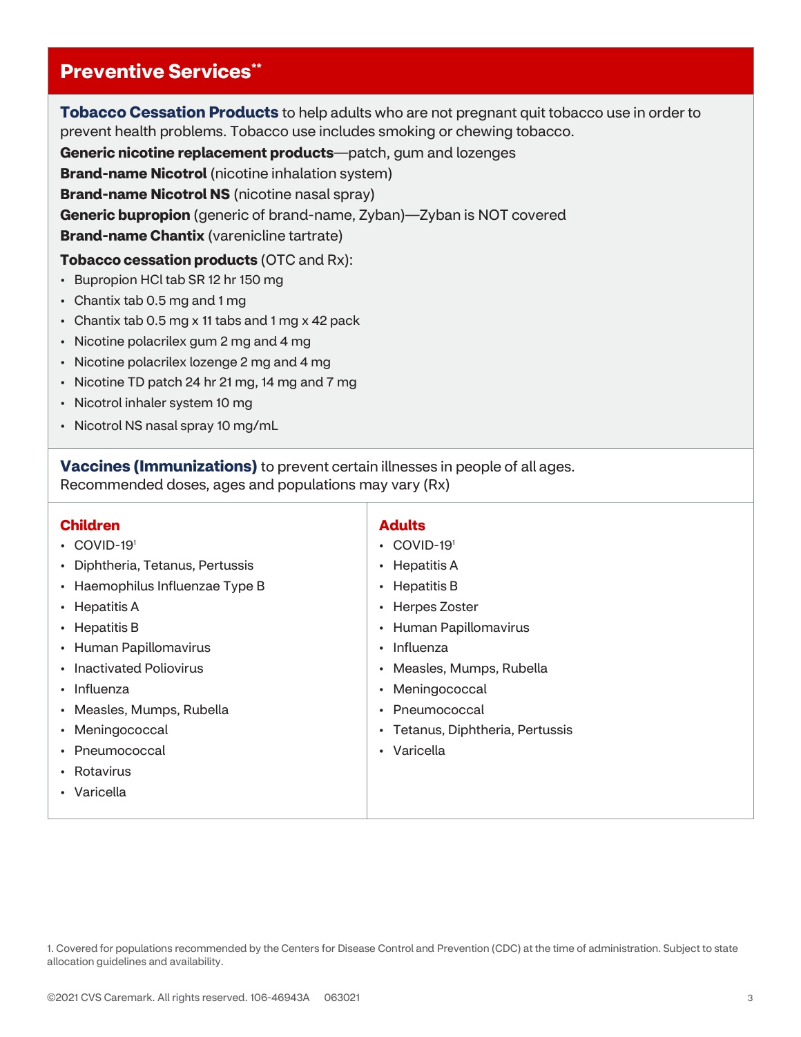## Preventive Services**

**Tobacco Cessation Products** to help adults who are not pregnant quit tobacco use in order to prevent health problems. Tobacco use includes smoking or chewing tobacco.

**Generic nicotine replacement products**—patch, gum and lozenges

**Brand-name Nicotrol** (nicotine inhalation system)

**Brand-name Nicotrol NS** (nicotine nasal spray)

**Generic bupropion** (generic of brand-name, Zyban)—Zyban is NOT covered

**Brand-name Chantix** (varenicline tartrate)

**Tobacco cessation products** (OTC and Rx):

- Bupropion HCl tab SR 12 hr 150 mg
- Chantix tab 0.5 mg and 1 mg
- Chantix tab 0.5 mg x 11 tabs and 1 mg x 42 pack
- Nicotine polacrilex gum 2 mg and 4 mg
- Nicotine polacrilex lozenge 2 mg and 4 mg
- Nicotine TD patch 24 hr 21 mg, 14 mg and 7 mg
- Nicotrol inhaler system 10 mg
- Nicotrol NS nasal spray 10 mg/mL

**Vaccines (Immunizations)** to prevent certain illnesses in people of all ages. Recommended doses, ages and populations may vary (Rx)

### Children

- COVID-19[1]
- Diphtheria, Tetanus, Pertussis
- Haemophilus Influenzae Type B
- Hepatitis A
- Hepatitis B
- Human Papillomavirus
- Inactivated Poliovirus
- Influenza
- Measles, Mumps, Rubella
- Meningococcal
- Pneumococcal
- Rotavirus
- Varicella

### Adults

- COVID-19[1]
- Hepatitis A
- Hepatitis B
- Herpes Zoster
- Human Papillomavirus
- Influenza
- Measles, Mumps, Rubella
- Meningococcal
- Pneumococcal
- Tetanus, Diphtheria, Pertussis
- Varicella

1. Covered for populations recommended by the Centers for Disease Control and Prevention (CDC) at the time of administration. Subject to state allocation guidelines and availability.

©2021 CVS Caremark. All rights reserved. 106-46943A 063021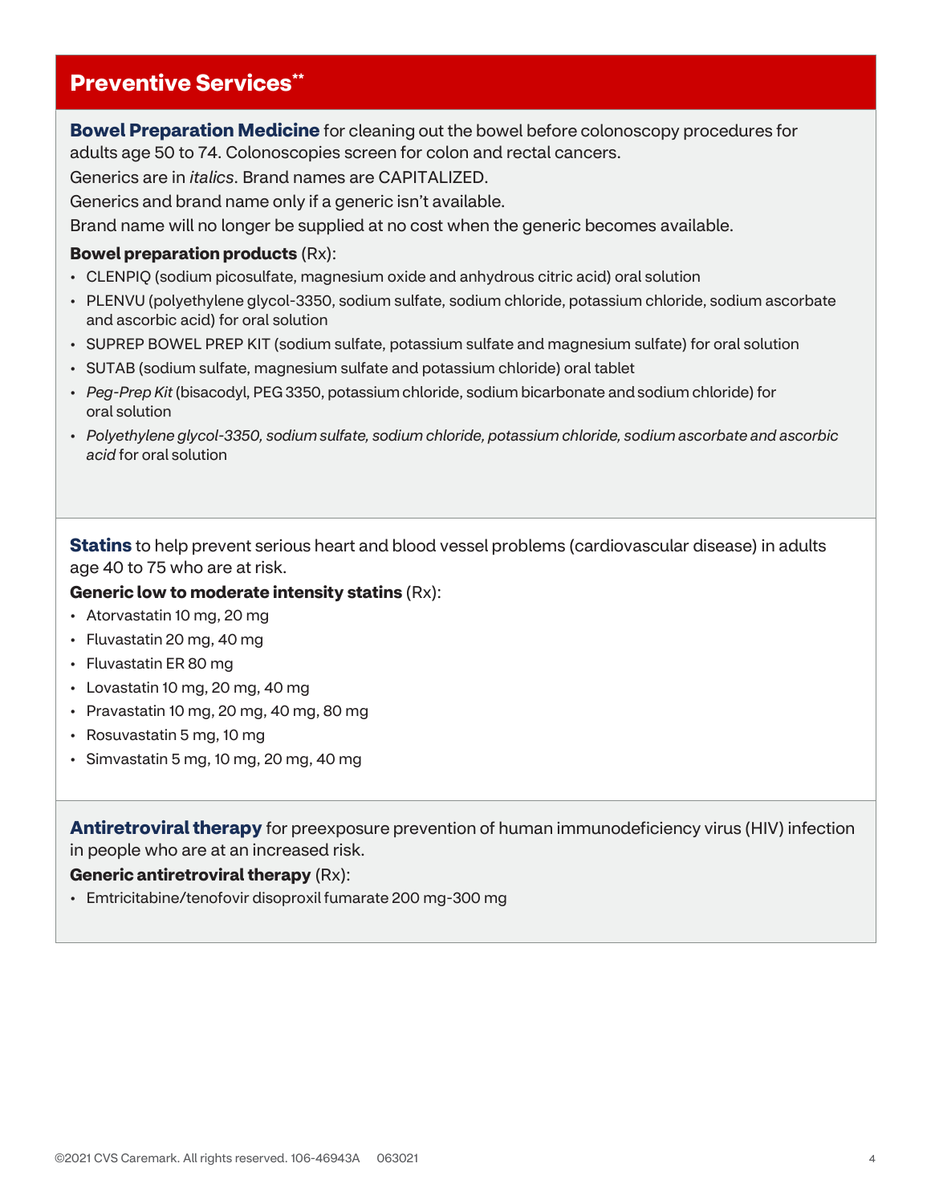## Preventive Services**

**Bowel Preparation Medicine** for cleaning out the bowel before colonoscopy procedures for adults age 50 to 74. Colonoscopies screen for colon and rectal cancers.

Generics are in *italics*. Brand names are CAPITALIZED.

Generics and brand name only if a generic isn't available.

Brand name will no longer be supplied at no cost when the generic becomes available.

**Bowel preparation products** (Rx):

- CLENPIQ (sodium picosulfate, magnesium oxide and anhydrous citric acid) oral solution
- PLENVU (polyethylene glycol-3350, sodium sulfate, sodium chloride, potassium chloride, sodium ascorbate and ascorbic acid) for oral solution
- SUPREP BOWEL PREP KIT (sodium sulfate, potassium sulfate and magnesium sulfate) for oral solution
- SUTAB (sodium sulfate, magnesium sulfate and potassium chloride) oral tablet
- *Peg-Prep Kit* (bisacodyl, PEG 3350, potassium chloride, sodium bicarbonate and sodium chloride) for oral solution
- *Polyethylene glycol-3350, sodium sulfate, sodium chloride, potassium chloride, sodium ascorbate and ascorbic acid* for oral solution

**Statins** to help prevent serious heart and blood vessel problems (cardiovascular disease) in adults age 40 to 75 who are at risk.

**Generic low to moderate intensity statins** (Rx):

- Atorvastatin 10 mg, 20 mg
- Fluvastatin 20 mg, 40 mg
- Fluvastatin ER 80 mg
- Lovastatin 10 mg, 20 mg, 40 mg
- Pravastatin 10 mg, 20 mg, 40 mg, 80 mg
- Rosuvastatin 5 mg, 10 mg
- Simvastatin 5 mg, 10 mg, 20 mg, 40 mg

**Antiretroviral therapy** for preexposure prevention of human immunodeficiency virus (HIV) infection in people who are at an increased risk.

**Generic antiretroviral therapy** (Rx):

- Emtricitabine/tenofovir disoproxil fumarate 200 mg-300 mg

©2021 CVS Caremark. All rights reserved. 106-46943A 063021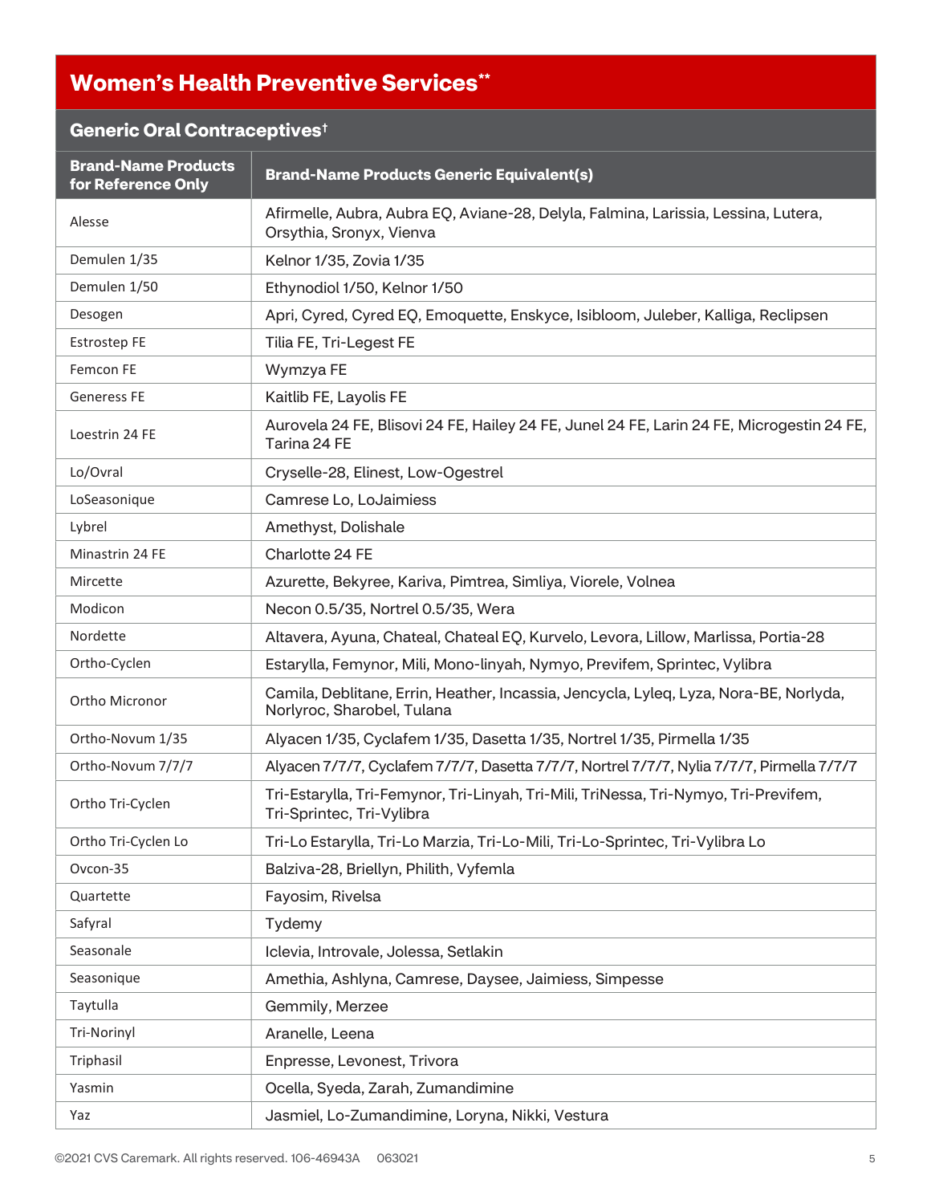# Women's Health Preventive Services**

## Generic Oral Contraceptives†

| Brand-Name Products for Reference Only | Brand-Name Products Generic Equivalent(s) |
|---|---|
| Alesse | Afirmelle, Aubra, Aubra EQ, Aviane-28, Delyla, Falmina, Larissia, Lessina, Lutera, Orsythia, Sronyx, Vienva |
| Demulen 1/35 | Kelnor 1/35, Zovia 1/35 |
| Demulen 1/50 | Ethynodiol 1/50, Kelnor 1/50 |
| Desogen | Apri, Cyred, Cyred EQ, Emoquette, Enskyce, Isibloom, Juleber, Kalliga, Reclipsen |
| Estrostep FE | Tilia FE, Tri-Legest FE |
| Femcon FE | Wymzya FE |
| Generess FE | Kaitlib FE, Layolis FE |
| Loestrin 24 FE | Aurovela 24 FE, Blisovi 24 FE, Hailey 24 FE, Junel 24 FE, Larin 24 FE, Microgestin 24 FE, Tarina 24 FE |
| Lo/Ovral | Cryselle-28, Elinest, Low-Ogestrel |
| LoSeasonique | Camrese Lo, LoJaimiess |
| Lybrel | Amethyst, Dolishale |
| Minastrin 24 FE | Charlotte 24 FE |
| Mircette | Azurette, Bekyree, Kariva, Pimtrea, Simliya, Viorele, Volnea |
| Modicon | Necon 0.5/35, Nortrel 0.5/35, Wera |
| Nordette | Altavera, Ayuna, Chateal, Chateal EQ, Kurvelo, Levora, Lillow, Marlissa, Portia-28 |
| Ortho-Cyclen | Estarylla, Femynor, Mili, Mono-linyah, Nymyo, Previfem, Sprintec, Vylibra |
| Ortho Micronor | Camila, Deblitane, Errin, Heather, Incassia, Jencycla, Lyleq, Lyza, Nora-BE, Norlyda, Norlyroc, Sharobel, Tulana |
| Ortho-Novum 1/35 | Alyacen 1/35, Cyclafem 1/35, Dasetta 1/35, Nortrel 1/35, Pirmella 1/35 |
| Ortho-Novum 7/7/7 | Alyacen 7/7/7, Cyclafem 7/7/7, Dasetta 7/7/7, Nortrel 7/7/7, Nylia 7/7/7, Pirmella 7/7/7 |
| Ortho Tri-Cyclen | Tri-Estarylla, Tri-Femynor, Tri-Linyah, Tri-Mili, TriNessa, Tri-Nymyo, Tri-Previfem, Tri-Sprintec, Tri-Vylibra |
| Ortho Tri-Cyclen Lo | Tri-Lo Estarylla, Tri-Lo Marzia, Tri-Lo-Mili, Tri-Lo-Sprintec, Tri-Vylibra Lo |
| Ovcon-35 | Balziva-28, Briellyn, Philith, Vyfemla |
| Quartette | Fayosim, Rivelsa |
| Safyral | Tydemy |
| Seasonale | Iclevia, Introvale, Jolessa, Setlakin |
| Seasonique | Amethia, Ashlyna, Camrese, Daysee, Jaimiess, Simpesse |
| Taytulla | Gemmily, Merzee |
| Tri-Norinyl | Aranelle, Leena |
| Triphasil | Enpresse, Levonest, Trivora |
| Yasmin | Ocella, Syeda, Zarah, Zumandimine |
| Yaz | Jasmiel, Lo-Zumandimine, Loryna, Nikki, Vestura |

©2021 CVS Caremark. All rights reserved. 106-46943A 063021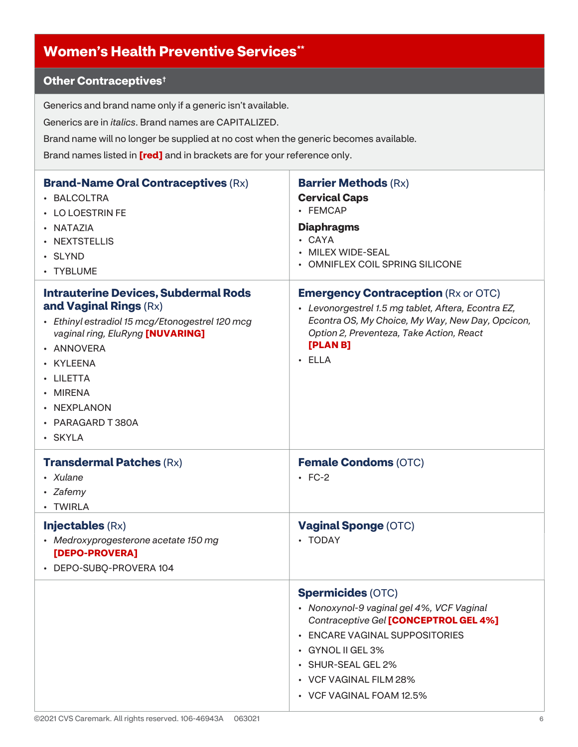# Women's Health Preventive Services**

## Other Contraceptives†

Generics and brand name only if a generic isn't available.

Generics are in *italics*. Brand names are CAPITALIZED.

Brand name will no longer be supplied at no cost when the generic becomes available.

Brand names listed in **[red]** and in brackets are for your reference only.

### Brand-Name Oral Contraceptives (Rx)

- BALCOLTRA
- LO LOESTRIN FE
- NATAZIA
- NEXTSTELLIS
- SLYND
- TYBLUME

### Intrauterine Devices, Subdermal Rods and Vaginal Rings (Rx)

- *Ethinyl estradiol 15 mcg/Etonogestrel 120 mcg vaginal ring, EluRyng* **[NUVARING]**
- ANNOVERA
- KYLEENA
- LILETTA
- MIRENA
- NEXPLANON
- PARAGARD T 380A
- SKYLA

### Transdermal Patches (Rx)

- *Xulane*
- *Zafemy*
- TWIRLA

### Injectables (Rx)

- *Medroxyprogesterone acetate 150 mg* **[DEPO-PROVERA]**
- DEPO-SUBQ-PROVERA 104

### Barrier Methods (Rx)

**Cervical Caps**

- FEMCAP

**Diaphragms**

- CAYA
- MILEX WIDE-SEAL
- OMNIFLEX COIL SPRING SILICONE

### Emergency Contraception (Rx or OTC)

- *Levonorgestrel 1.5 mg tablet, Aftera, Econtra EZ, Econtra OS, My Choice, My Way, New Day, Opcicon, Option 2, Preventeza, Take Action, React* **[PLAN B]**
- ELLA

### Female Condoms (OTC)

- FC-2

### Vaginal Sponge (OTC)

- TODAY

### Spermicides (OTC)

- *Nonoxynol-9 vaginal gel 4%, VCF Vaginal Contraceptive Gel* **[CONCEPTROL GEL 4%]**
- ENCARE VAGINAL SUPPOSITORIES
- GYNOL II GEL 3%
- SHUR-SEAL GEL 2%
- VCF VAGINAL FILM 28%
- VCF VAGINAL FOAM 12.5%

©2021 CVS Caremark. All rights reserved. 106-46943A 063021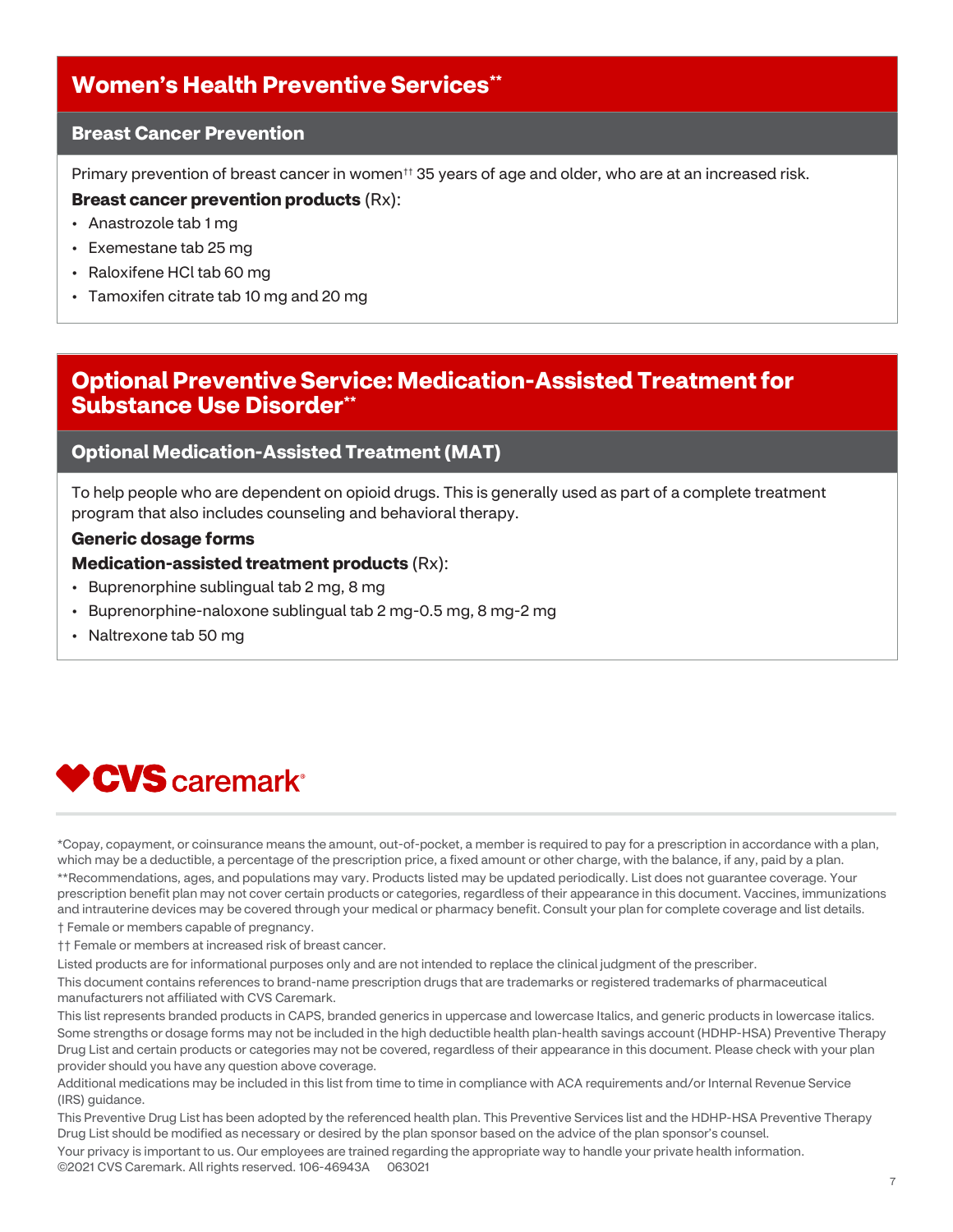## Women's Health Preventive Services**

### Breast Cancer Prevention

Primary prevention of breast cancer in women†† 35 years of age and older, who are at an increased risk.

**Breast cancer prevention products** (Rx):

- Anastrozole tab 1 mg
- Exemestane tab 25 mg
- Raloxifene HCl tab 60 mg
- Tamoxifen citrate tab 10 mg and 20 mg

## Optional Preventive Service: Medication-Assisted Treatment for Substance Use Disorder**

### Optional Medication-Assisted Treatment (MAT)

To help people who are dependent on opioid drugs. This is generally used as part of a complete treatment program that also includes counseling and behavioral therapy.

**Generic dosage forms**

**Medication-assisted treatment products** (Rx):

- Buprenorphine sublingual tab 2 mg, 8 mg
- Buprenorphine-naloxone sublingual tab 2 mg-0.5 mg, 8 mg-2 mg
- Naltrexone tab 50 mg

CVS caremark®

*Copay, copayment, or coinsurance means the amount, out-of-pocket, a member is required to pay for a prescription in accordance with a plan, which may be a deductible, a percentage of the prescription price, a fixed amount or other charge, with the balance, if any, paid by a plan.

**Recommendations, ages, and populations may vary. Products listed may be updated periodically. List does not guarantee coverage. Your prescription benefit plan may not cover certain products or categories, regardless of their appearance in this document. Vaccines, immunizations and intrauterine devices may be covered through your medical or pharmacy benefit. Consult your plan for complete coverage and list details.

† Female or members capable of pregnancy.

†† Female or members at increased risk of breast cancer.

Listed products are for informational purposes only and are not intended to replace the clinical judgment of the prescriber.

This document contains references to brand-name prescription drugs that are trademarks or registered trademarks of pharmaceutical manufacturers not affiliated with CVS Caremark.

This list represents branded products in CAPS, branded generics in uppercase and lowercase Italics, and generic products in lowercase italics. Some strengths or dosage forms may not be included in the high deductible health plan-health savings account (HDHP-HSA) Preventive Therapy Drug List and certain products or categories may not be covered, regardless of their appearance in this document. Please check with your plan provider should you have any question above coverage.

Additional medications may be included in this list from time to time in compliance with ACA requirements and/or Internal Revenue Service (IRS) guidance.

This Preventive Drug List has been adopted by the referenced health plan. This Preventive Services list and the HDHP-HSA Preventive Therapy Drug List should be modified as necessary or desired by the plan sponsor based on the advice of the plan sponsor's counsel.

Your privacy is important to us. Our employees are trained regarding the appropriate way to handle your private health information.

©2021 CVS Caremark. All rights reserved. 106-46943A 063021